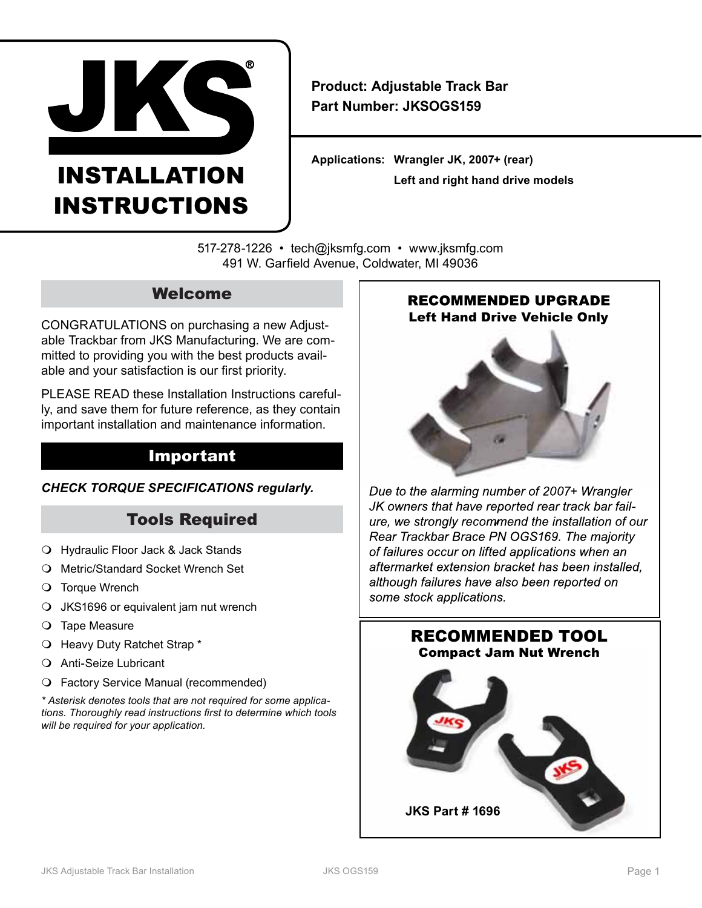# JKS®

# INSTALLATION INSTRUCTIONS

**Product: Adjustable Track Bar**
**Part Number: JKSOGS159**

**Applications: Wrangler JK, 2007+ (rear)**
**Left and right hand drive models**

517-278-1226 • tech@jksmfg.com • www.jksmfg.com
491 W. Garfield Avenue, Coldwater, MI 49036

## Welcome

CONGRATULATIONS on purchasing a new Adjustable Trackbar from JKS Manufacturing. We are committed to providing you with the best products available and your satisfaction is our first priority.

PLEASE READ these Installation Instructions carefully, and save them for future reference, as they contain important installation and maintenance information.

## Important

***CHECK TORQUE SPECIFICATIONS regularly.***

## Tools Required

- Hydraulic Floor Jack & Jack Stands
- Metric/Standard Socket Wrench Set
- Torque Wrench
- JKS1696 or equivalent jam nut wrench
- Tape Measure
- Heavy Duty Ratchet Strap *
- Anti-Seize Lubricant
- Factory Service Manual (recommended)

*\* Asterisk denotes tools that are not required for some applications. Thoroughly read instructions first to determine which tools will be required for your application.*

## RECOMMENDED UPGRADE
### Left Hand Drive Vehicle Only

*Due to the alarming number of 2007+ Wrangler JK owners that have reported rear track bar failure, we strongly recommend the installation of our Rear Trackbar Brace PN OGS169. The majority of failures occur on lifted applications when an aftermarket extension bracket has been installed, although failures have also been reported on some stock applications.*

## RECOMMENDED TOOL
### Compact Jam Nut Wrench

**JKS Part # 1696**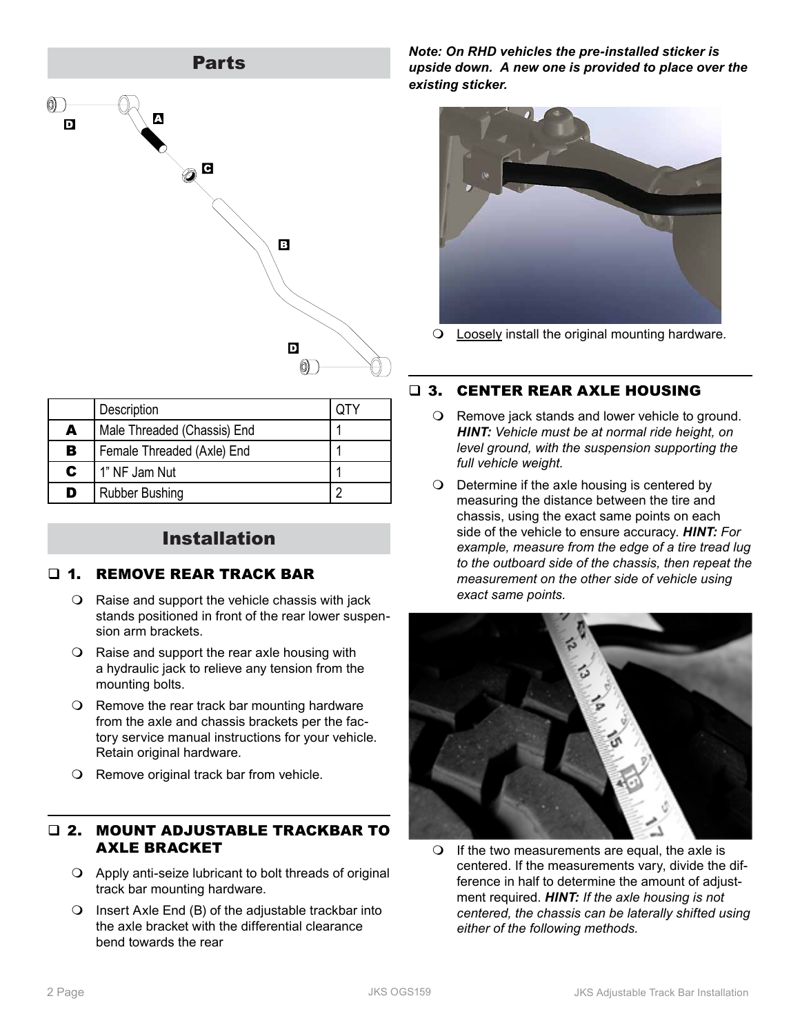## Parts

|  | Description | QTY |
|---|---|---|
| **A** | Male Threaded (Chassis) End | 1 |
| **B** | Female Threaded (Axle) End | 1 |
| **C** | 1" NF Jam Nut | 1 |
| **D** | Rubber Bushing | 2 |

## Installation

### ❑ 1. REMOVE REAR TRACK BAR

- Raise and support the vehicle chassis with jack stands positioned in front of the rear lower suspension arm brackets.
- Raise and support the rear axle housing with a hydraulic jack to relieve any tension from the mounting bolts.
- Remove the rear track bar mounting hardware from the axle and chassis brackets per the factory service manual instructions for your vehicle. Retain original hardware.
- Remove original track bar from vehicle.

### ❑ 2. MOUNT ADJUSTABLE TRACKBAR TO AXLE BRACKET

- Apply anti-seize lubricant to bolt threads of original track bar mounting hardware.
- Insert Axle End (B) of the adjustable trackbar into the axle bracket with the differential clearance bend towards the rear

***Note: On RHD vehicles the pre-installed sticker is upside down. A new one is provided to place over the existing sticker.***

- Loosely install the original mounting hardware.

### ❑ 3. CENTER REAR AXLE HOUSING

- Remove jack stands and lower vehicle to ground. ***HINT:*** *Vehicle must be at normal ride height, on level ground, with the suspension supporting the full vehicle weight.*
- Determine if the axle housing is centered by measuring the distance between the tire and chassis, using the exact same points on each side of the vehicle to ensure accuracy. ***HINT:*** *For example, measure from the edge of a tire tread lug to the outboard side of the chassis, then repeat the measurement on the other side of vehicle using exact same points.*
- If the two measurements are equal, the axle is centered. If the measurements vary, divide the difference in half to determine the amount of adjustment required. ***HINT:*** *If the axle housing is not centered, the chassis can be laterally shifted using either of the following methods.*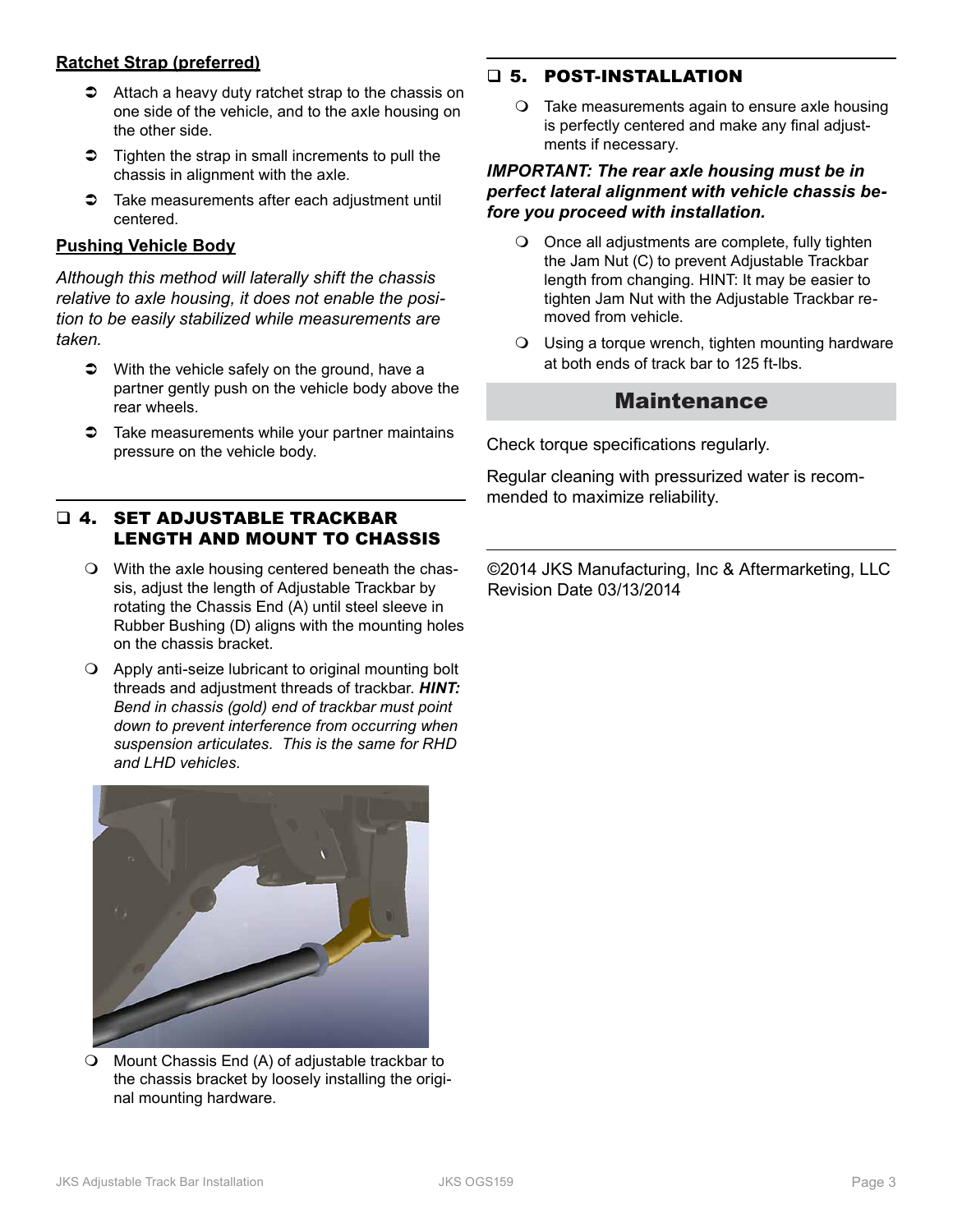**Ratchet Strap (preferred)**

- Attach a heavy duty ratchet strap to the chassis on one side of the vehicle, and to the axle housing on the other side.
- Tighten the strap in small increments to pull the chassis in alignment with the axle.
- Take measurements after each adjustment until centered.

**Pushing Vehicle Body**

*Although this method will laterally shift the chassis relative to axle housing, it does not enable the position to be easily stabilized while measurements are taken.*

- With the vehicle safely on the ground, have a partner gently push on the vehicle body above the rear wheels.
- Take measurements while your partner maintains pressure on the vehicle body.

## ❑ 4. SET ADJUSTABLE TRACKBAR LENGTH AND MOUNT TO CHASSIS

- With the axle housing centered beneath the chassis, adjust the length of Adjustable Trackbar by rotating the Chassis End (A) until steel sleeve in Rubber Bushing (D) aligns with the mounting holes on the chassis bracket.
- Apply anti-seize lubricant to original mounting bolt threads and adjustment threads of trackbar. ***HINT:*** *Bend in chassis (gold) end of trackbar must point down to prevent interference from occurring when suspension articulates. This is the same for RHD and LHD vehicles.*
- Mount Chassis End (A) of adjustable trackbar to the chassis bracket by loosely installing the original mounting hardware.

## ❑ 5. POST-INSTALLATION

- Take measurements again to ensure axle housing is perfectly centered and make any final adjustments if necessary.

***IMPORTANT: The rear axle housing must be in perfect lateral alignment with vehicle chassis before you proceed with installation.***

- Once all adjustments are complete, fully tighten the Jam Nut (C) to prevent Adjustable Trackbar length from changing. HINT: It may be easier to tighten Jam Nut with the Adjustable Trackbar removed from vehicle.
- Using a torque wrench, tighten mounting hardware at both ends of track bar to 125 ft-lbs.

## Maintenance

Check torque specifications regularly.

Regular cleaning with pressurized water is recommended to maximize reliability.

©2014 JKS Manufacturing, Inc & Aftermarketing, LLC
Revision Date 03/13/2014